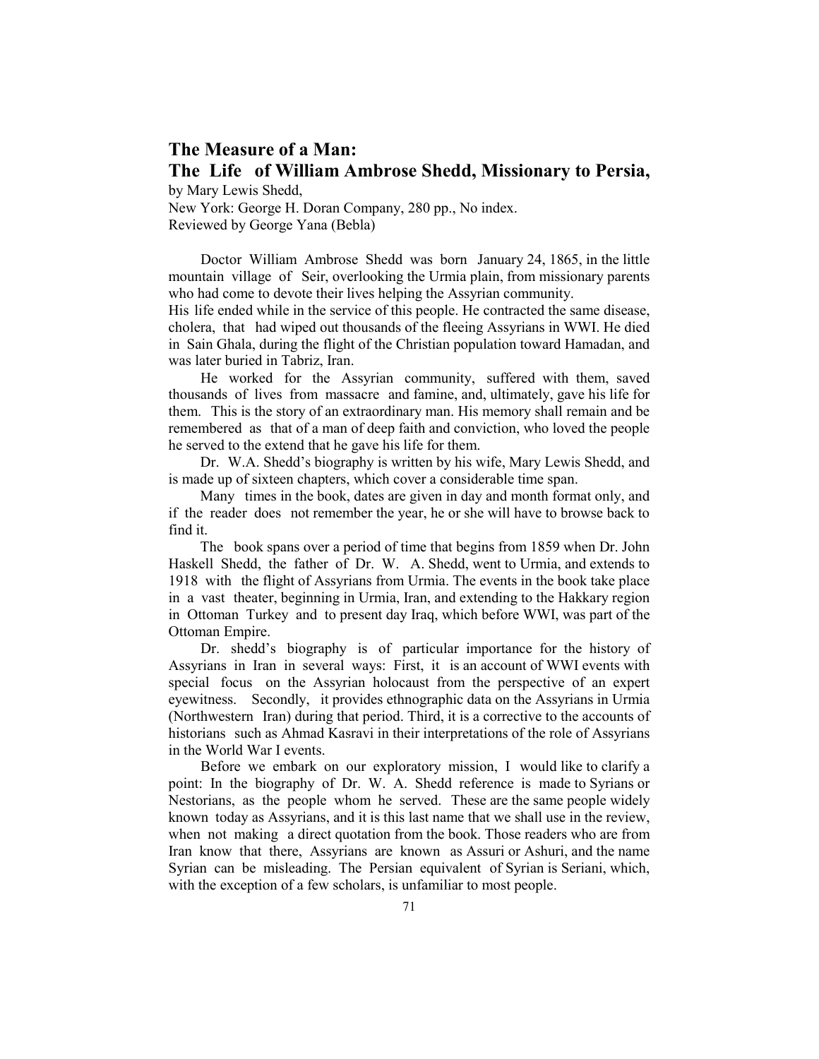## The Measure of a Man:
## The Life of William Ambrose Shedd, Missionary to Persia,

by Mary Lewis Shedd,
New York: George H. Doran Company, 280 pp., No index.
Reviewed by George Yana (Bebla)

Doctor William Ambrose Shedd was born January 24, 1865, in the little mountain village of Seir, overlooking the Urmia plain, from missionary parents who had come to devote their lives helping the Assyrian community.
His life ended while in the service of this people. He contracted the same disease, cholera, that had wiped out thousands of the fleeing Assyrians in WWI. He died in Sain Ghala, during the flight of the Christian population toward Hamadan, and was later buried in Tabriz, Iran.

He worked for the Assyrian community, suffered with them, saved thousands of lives from massacre and famine, and, ultimately, gave his life for them. This is the story of an extraordinary man. His memory shall remain and be remembered as that of a man of deep faith and conviction, who loved the people he served to the extend that he gave his life for them.

Dr. W.A. Shedd's biography is written by his wife, Mary Lewis Shedd, and is made up of sixteen chapters, which cover a considerable time span.

Many times in the book, dates are given in day and month format only, and if the reader does not remember the year, he or she will have to browse back to find it.

The book spans over a period of time that begins from 1859 when Dr. John Haskell Shedd, the father of Dr. W. A. Shedd, went to Urmia, and extends to 1918 with the flight of Assyrians from Urmia. The events in the book take place in a vast theater, beginning in Urmia, Iran, and extending to the Hakkary region in Ottoman Turkey and to present day Iraq, which before WWI, was part of the Ottoman Empire.

Dr. shedd's biography is of particular importance for the history of Assyrians in Iran in several ways: First, it is an account of WWI events with special focus on the Assyrian holocaust from the perspective of an expert eyewitness. Secondly, it provides ethnographic data on the Assyrians in Urmia (Northwestern Iran) during that period. Third, it is a corrective to the accounts of historians such as Ahmad Kasravi in their interpretations of the role of Assyrians in the World War I events.

Before we embark on our exploratory mission, I would like to clarify a point: In the biography of Dr. W. A. Shedd reference is made to Syrians or Nestorians, as the people whom he served. These are the same people widely known today as Assyrians, and it is this last name that we shall use in the review, when not making a direct quotation from the book. Those readers who are from Iran know that there, Assyrians are known as Assuri or Ashuri, and the name Syrian can be misleading. The Persian equivalent of Syrian is Seriani, which, with the exception of a few scholars, is unfamiliar to most people.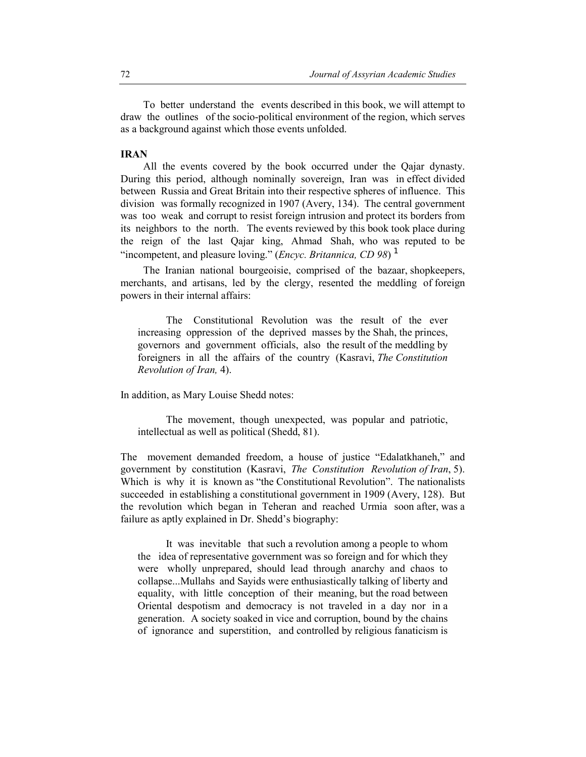To better understand the events described in this book, we will attempt to draw the outlines of the socio-political environment of the region, which serves as a background against which those events unfolded.

**IRAN**

All the events covered by the book occurred under the Qajar dynasty. During this period, although nominally sovereign, Iran was in effect divided between Russia and Great Britain into their respective spheres of influence. This division was formally recognized in 1907 (Avery, 134). The central government was too weak and corrupt to resist foreign intrusion and protect its borders from its neighbors to the north. The events reviewed by this book took place during the reign of the last Qajar king, Ahmad Shah, who was reputed to be "incompetent, and pleasure loving." (*Encyc. Britannica, CD 98*) [1]

The Iranian national bourgeoisie, comprised of the bazaar, shopkeepers, merchants, and artisans, led by the clergy, resented the meddling of foreign powers in their internal affairs:

> The Constitutional Revolution was the result of the ever increasing oppression of the deprived masses by the Shah, the princes, governors and government officials, also the result of the meddling by foreigners in all the affairs of the country (Kasravi, *The Constitution Revolution of Iran,* 4).

In addition, as Mary Louise Shedd notes:

> The movement, though unexpected, was popular and patriotic, intellectual as well as political (Shedd, 81).

The movement demanded freedom, a house of justice "Edalatkhaneh," and government by constitution (Kasravi, *The Constitution Revolution of Iran*, 5). Which is why it is known as "the Constitutional Revolution". The nationalists succeeded in establishing a constitutional government in 1909 (Avery, 128). But the revolution which began in Teheran and reached Urmia soon after, was a failure as aptly explained in Dr. Shedd's biography:

> It was inevitable that such a revolution among a people to whom the idea of representative government was so foreign and for which they were wholly unprepared, should lead through anarchy and chaos to collapse...Mullahs and Sayids were enthusiastically talking of liberty and equality, with little conception of their meaning, but the road between Oriental despotism and democracy is not traveled in a day nor in a generation. A society soaked in vice and corruption, bound by the chains of ignorance and superstition, and controlled by religious fanaticism is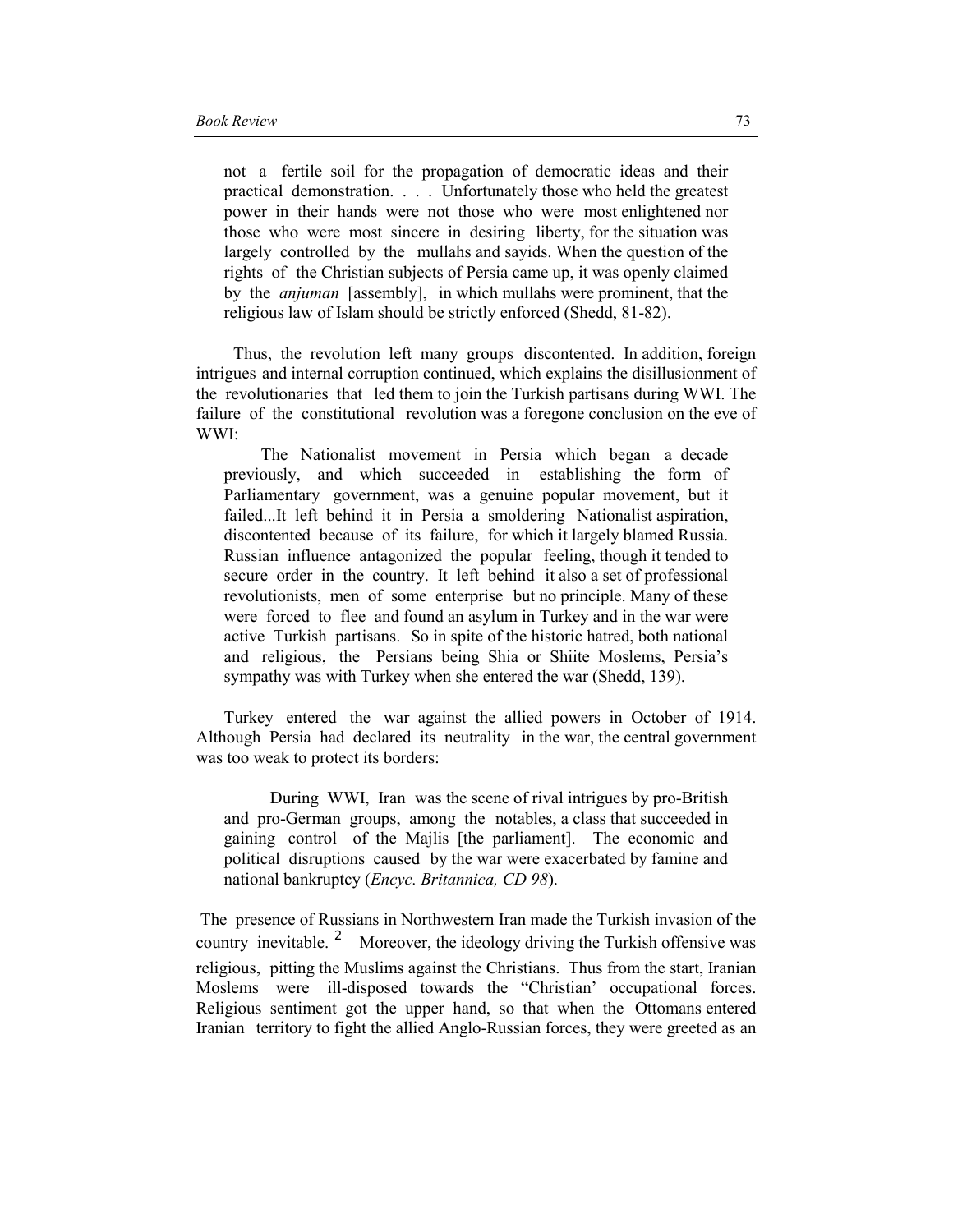> not a fertile soil for the propagation of democratic ideas and their practical demonstration. . . . Unfortunately those who held the greatest power in their hands were not those who were most enlightened nor those who were most sincere in desiring liberty, for the situation was largely controlled by the mullahs and sayids. When the question of the rights of the Christian subjects of Persia came up, it was openly claimed by the *anjuman* [assembly], in which mullahs were prominent, that the religious law of Islam should be strictly enforced (Shedd, 81-82).

Thus, the revolution left many groups discontented. In addition, foreign intrigues and internal corruption continued, which explains the disillusionment of the revolutionaries that led them to join the Turkish partisans during WWI. The failure of the constitutional revolution was a foregone conclusion on the eve of WWI:

> The Nationalist movement in Persia which began a decade previously, and which succeeded in establishing the form of Parliamentary government, was a genuine popular movement, but it failed...It left behind it in Persia a smoldering Nationalist aspiration, discontented because of its failure, for which it largely blamed Russia. Russian influence antagonized the popular feeling, though it tended to secure order in the country. It left behind it also a set of professional revolutionists, men of some enterprise but no principle. Many of these were forced to flee and found an asylum in Turkey and in the war were active Turkish partisans. So in spite of the historic hatred, both national and religious, the Persians being Shia or Shiite Moslems, Persia's sympathy was with Turkey when she entered the war (Shedd, 139).

Turkey entered the war against the allied powers in October of 1914. Although Persia had declared its neutrality in the war, the central government was too weak to protect its borders:

> During WWI, Iran was the scene of rival intrigues by pro-British and pro-German groups, among the notables, a class that succeeded in gaining control of the Majlis [the parliament]. The economic and political disruptions caused by the war were exacerbated by famine and national bankruptcy (*Encyc. Britannica, CD 98*).

The presence of Russians in Northwestern Iran made the Turkish invasion of the country inevitable. [2] Moreover, the ideology driving the Turkish offensive was religious, pitting the Muslims against the Christians. Thus from the start, Iranian Moslems were ill-disposed towards the "Christian' occupational forces. Religious sentiment got the upper hand, so that when the Ottomans entered Iranian territory to fight the allied Anglo-Russian forces, they were greeted as an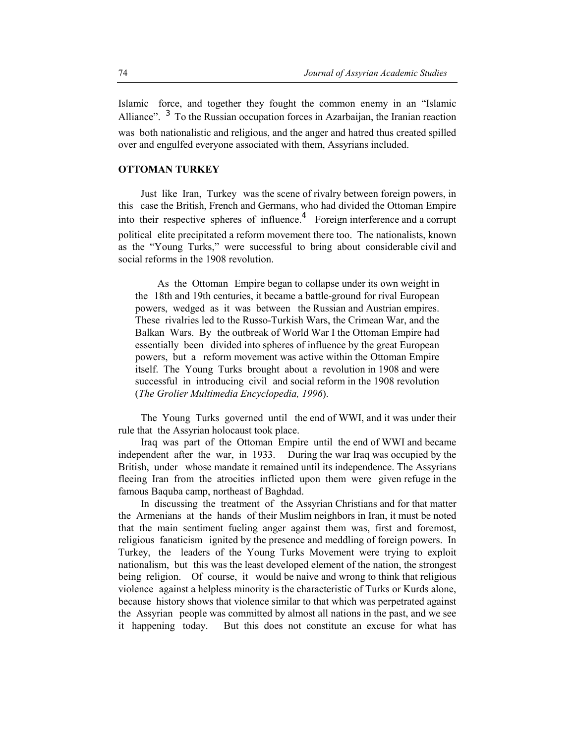Islamic force, and together they fought the common enemy in an "Islamic Alliance". [3] To the Russian occupation forces in Azarbaijan, the Iranian reaction was both nationalistic and religious, and the anger and hatred thus created spilled over and engulfed everyone associated with them, Assyrians included.

## OTTOMAN TURKEY

Just like Iran, Turkey was the scene of rivalry between foreign powers, in this case the British, French and Germans, who had divided the Ottoman Empire into their respective spheres of influence.[4] Foreign interference and a corrupt political elite precipitated a reform movement there too. The nationalists, known as the "Young Turks," were successful to bring about considerable civil and social reforms in the 1908 revolution.

> As the Ottoman Empire began to collapse under its own weight in the 18th and 19th centuries, it became a battle-ground for rival European powers, wedged as it was between the Russian and Austrian empires. These rivalries led to the Russo-Turkish Wars, the Crimean War, and the Balkan Wars. By the outbreak of World War I the Ottoman Empire had essentially been divided into spheres of influence by the great European powers, but a reform movement was active within the Ottoman Empire itself. The Young Turks brought about a revolution in 1908 and were successful in introducing civil and social reform in the 1908 revolution (*The Grolier Multimedia Encyclopedia, 1996*).

The Young Turks governed until the end of WWI, and it was under their rule that the Assyrian holocaust took place.

Iraq was part of the Ottoman Empire until the end of WWI and became independent after the war, in 1933. During the war Iraq was occupied by the British, under whose mandate it remained until its independence. The Assyrians fleeing Iran from the atrocities inflicted upon them were given refuge in the famous Baquba camp, northeast of Baghdad.

In discussing the treatment of the Assyrian Christians and for that matter the Armenians at the hands of their Muslim neighbors in Iran, it must be noted that the main sentiment fueling anger against them was, first and foremost, religious fanaticism ignited by the presence and meddling of foreign powers. In Turkey, the leaders of the Young Turks Movement were trying to exploit nationalism, but this was the least developed element of the nation, the strongest being religion. Of course, it would be naive and wrong to think that religious violence against a helpless minority is the characteristic of Turks or Kurds alone, because history shows that violence similar to that which was perpetrated against the Assyrian people was committed by almost all nations in the past, and we see it happening today. But this does not constitute an excuse for what has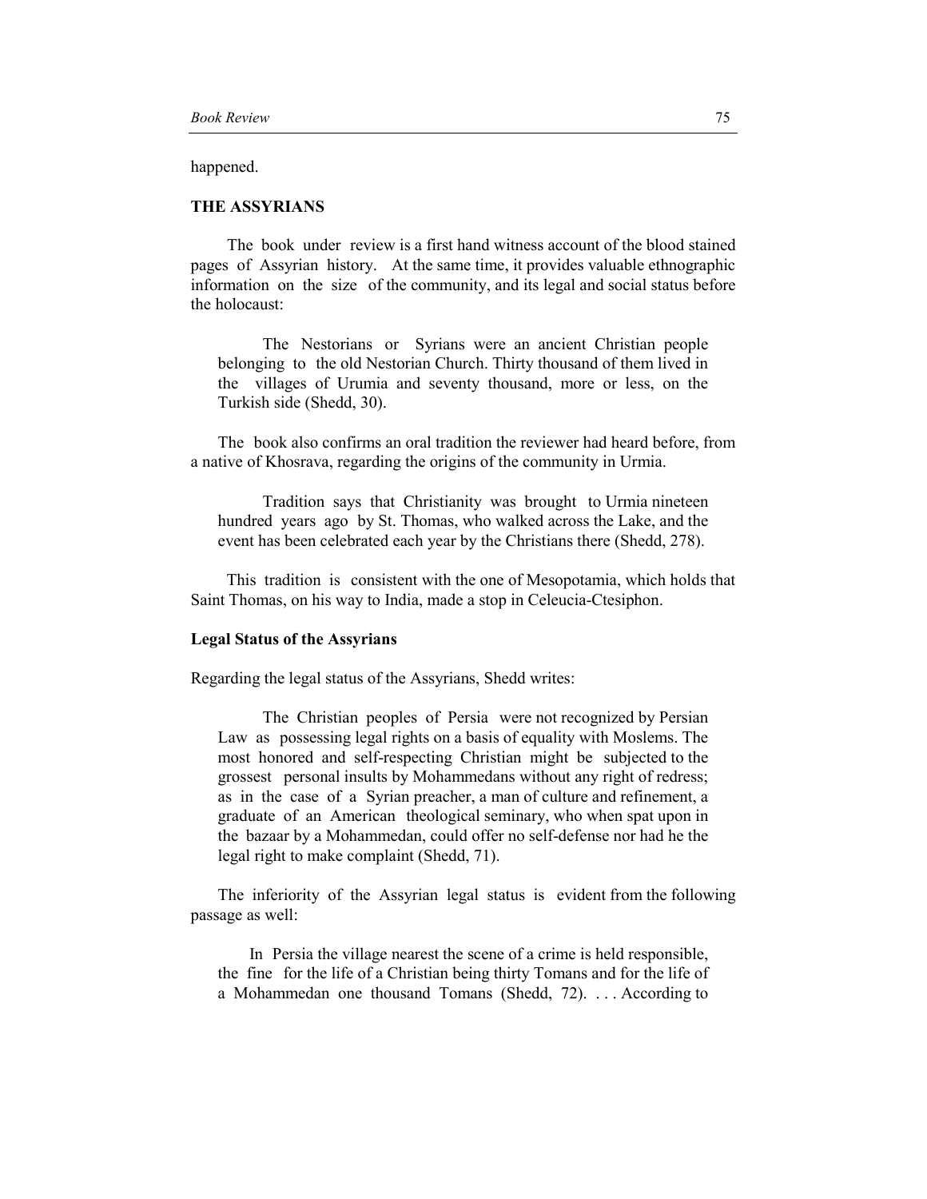happened.

## THE ASSYRIANS

The book under review is a first hand witness account of the blood stained pages of Assyrian history. At the same time, it provides valuable ethnographic information on the size of the community, and its legal and social status before the holocaust:

> The Nestorians or Syrians were an ancient Christian people belonging to the old Nestorian Church. Thirty thousand of them lived in the villages of Urumia and seventy thousand, more or less, on the Turkish side (Shedd, 30).

The book also confirms an oral tradition the reviewer had heard before, from a native of Khosrava, regarding the origins of the community in Urmia.

> Tradition says that Christianity was brought to Urmia nineteen hundred years ago by St. Thomas, who walked across the Lake, and the event has been celebrated each year by the Christians there (Shedd, 278).

This tradition is consistent with the one of Mesopotamia, which holds that Saint Thomas, on his way to India, made a stop in Celeucia-Ctesiphon.

### Legal Status of the Assyrians

Regarding the legal status of the Assyrians, Shedd writes:

> The Christian peoples of Persia were not recognized by Persian Law as possessing legal rights on a basis of equality with Moslems. The most honored and self-respecting Christian might be subjected to the grossest personal insults by Mohammedans without any right of redress; as in the case of a Syrian preacher, a man of culture and refinement, a graduate of an American theological seminary, who when spat upon in the bazaar by a Mohammedan, could offer no self-defense nor had he the legal right to make complaint (Shedd, 71).

The inferiority of the Assyrian legal status is evident from the following passage as well:

> In Persia the village nearest the scene of a crime is held responsible, the fine for the life of a Christian being thirty Tomans and for the life of a Mohammedan one thousand Tomans (Shedd, 72). . . . According to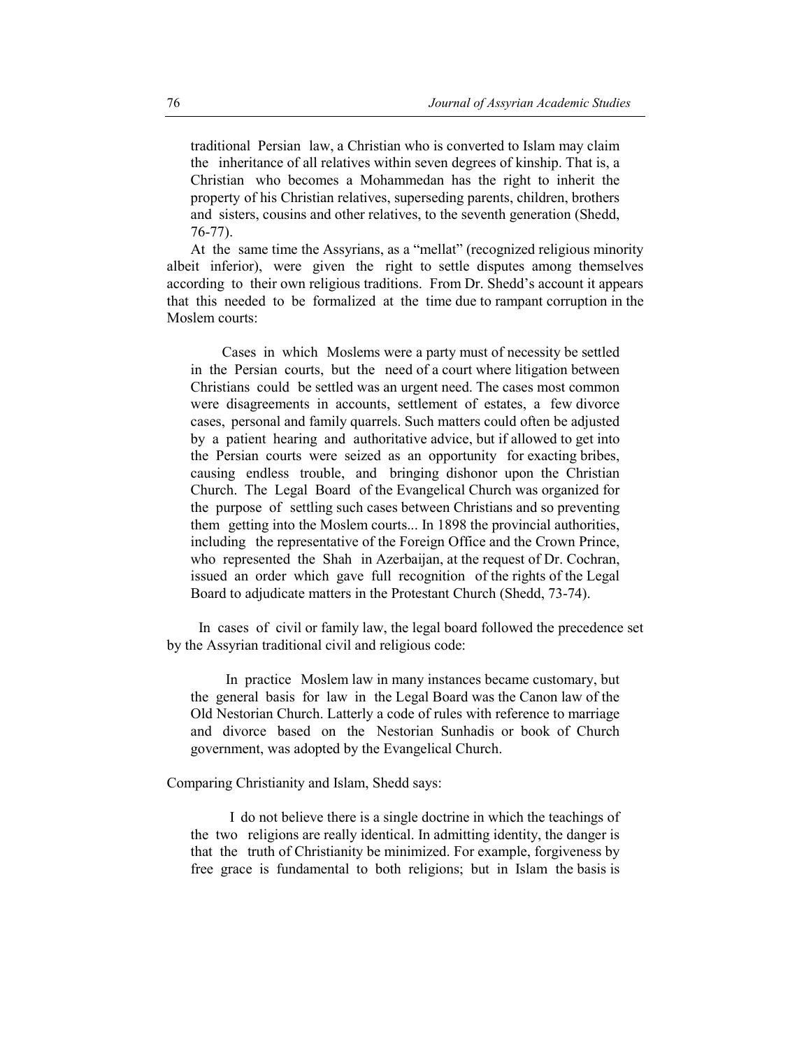> traditional Persian law, a Christian who is converted to Islam may claim the inheritance of all relatives within seven degrees of kinship. That is, a Christian who becomes a Mohammedan has the right to inherit the property of his Christian relatives, superseding parents, children, brothers and sisters, cousins and other relatives, to the seventh generation (Shedd, 76-77).

At the same time the Assyrians, as a "mellat" (recognized religious minority albeit inferior), were given the right to settle disputes among themselves according to their own religious traditions. From Dr. Shedd's account it appears that this needed to be formalized at the time due to rampant corruption in the Moslem courts:

> Cases in which Moslems were a party must of necessity be settled in the Persian courts, but the need of a court where litigation between Christians could be settled was an urgent need. The cases most common were disagreements in accounts, settlement of estates, a few divorce cases, personal and family quarrels. Such matters could often be adjusted by a patient hearing and authoritative advice, but if allowed to get into the Persian courts were seized as an opportunity for exacting bribes, causing endless trouble, and bringing dishonor upon the Christian Church. The Legal Board of the Evangelical Church was organized for the purpose of settling such cases between Christians and so preventing them getting into the Moslem courts... In 1898 the provincial authorities, including the representative of the Foreign Office and the Crown Prince, who represented the Shah in Azerbaijan, at the request of Dr. Cochran, issued an order which gave full recognition of the rights of the Legal Board to adjudicate matters in the Protestant Church (Shedd, 73-74).

In cases of civil or family law, the legal board followed the precedence set by the Assyrian traditional civil and religious code:

> In practice Moslem law in many instances became customary, but the general basis for law in the Legal Board was the Canon law of the Old Nestorian Church. Latterly a code of rules with reference to marriage and divorce based on the Nestorian Sunhadis or book of Church government, was adopted by the Evangelical Church.

Comparing Christianity and Islam, Shedd says:

> I do not believe there is a single doctrine in which the teachings of the two religions are really identical. In admitting identity, the danger is that the truth of Christianity be minimized. For example, forgiveness by free grace is fundamental to both religions; but in Islam the basis is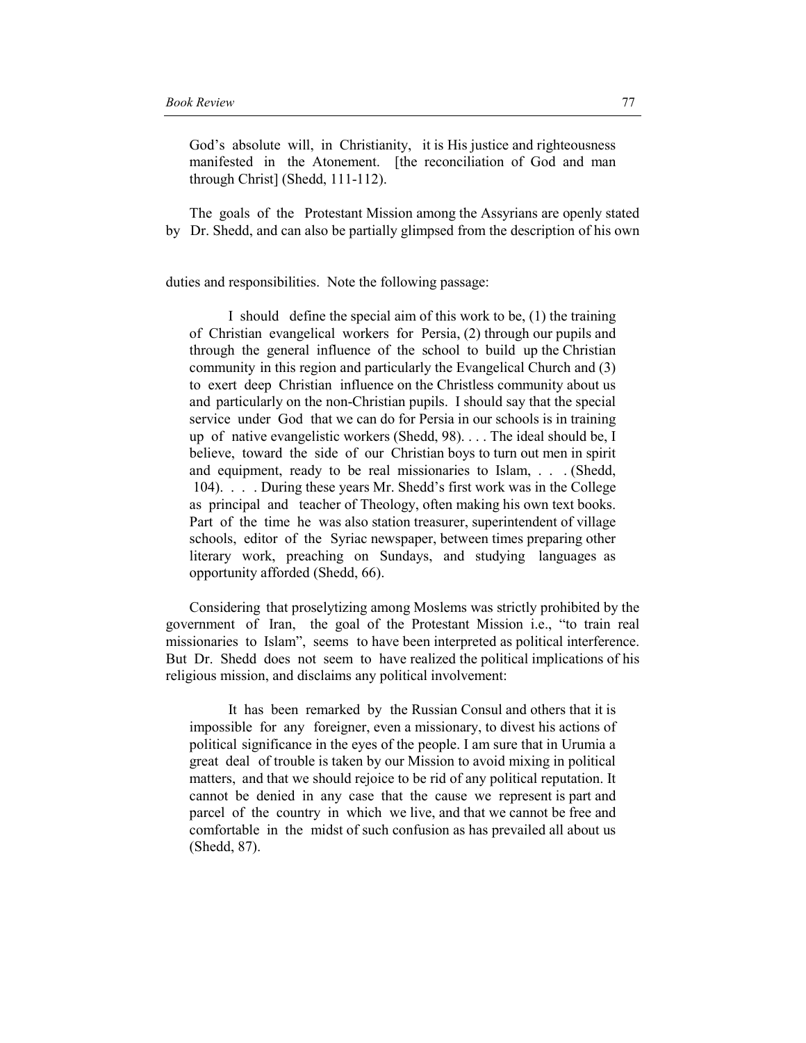> God's absolute will, in Christianity, it is His justice and righteousness manifested in the Atonement. [the reconciliation of God and man through Christ] (Shedd, 111-112).

The goals of the Protestant Mission among the Assyrians are openly stated by Dr. Shedd, and can also be partially glimpsed from the description of his own duties and responsibilities. Note the following passage:

> I should define the special aim of this work to be, (1) the training of Christian evangelical workers for Persia, (2) through our pupils and through the general influence of the school to build up the Christian community in this region and particularly the Evangelical Church and (3) to exert deep Christian influence on the Christless community about us and particularly on the non-Christian pupils. I should say that the special service under God that we can do for Persia in our schools is in training up of native evangelistic workers (Shedd, 98). . . . The ideal should be, I believe, toward the side of our Christian boys to turn out men in spirit and equipment, ready to be real missionaries to Islam, . . . (Shedd, 104). . . . During these years Mr. Shedd's first work was in the College as principal and teacher of Theology, often making his own text books. Part of the time he was also station treasurer, superintendent of village schools, editor of the Syriac newspaper, between times preparing other literary work, preaching on Sundays, and studying languages as opportunity afforded (Shedd, 66).

Considering that proselytizing among Moslems was strictly prohibited by the government of Iran, the goal of the Protestant Mission i.e., "to train real missionaries to Islam", seems to have been interpreted as political interference. But Dr. Shedd does not seem to have realized the political implications of his religious mission, and disclaims any political involvement:

> It has been remarked by the Russian Consul and others that it is impossible for any foreigner, even a missionary, to divest his actions of political significance in the eyes of the people. I am sure that in Urumia a great deal of trouble is taken by our Mission to avoid mixing in political matters, and that we should rejoice to be rid of any political reputation. It cannot be denied in any case that the cause we represent is part and parcel of the country in which we live, and that we cannot be free and comfortable in the midst of such confusion as has prevailed all about us (Shedd, 87).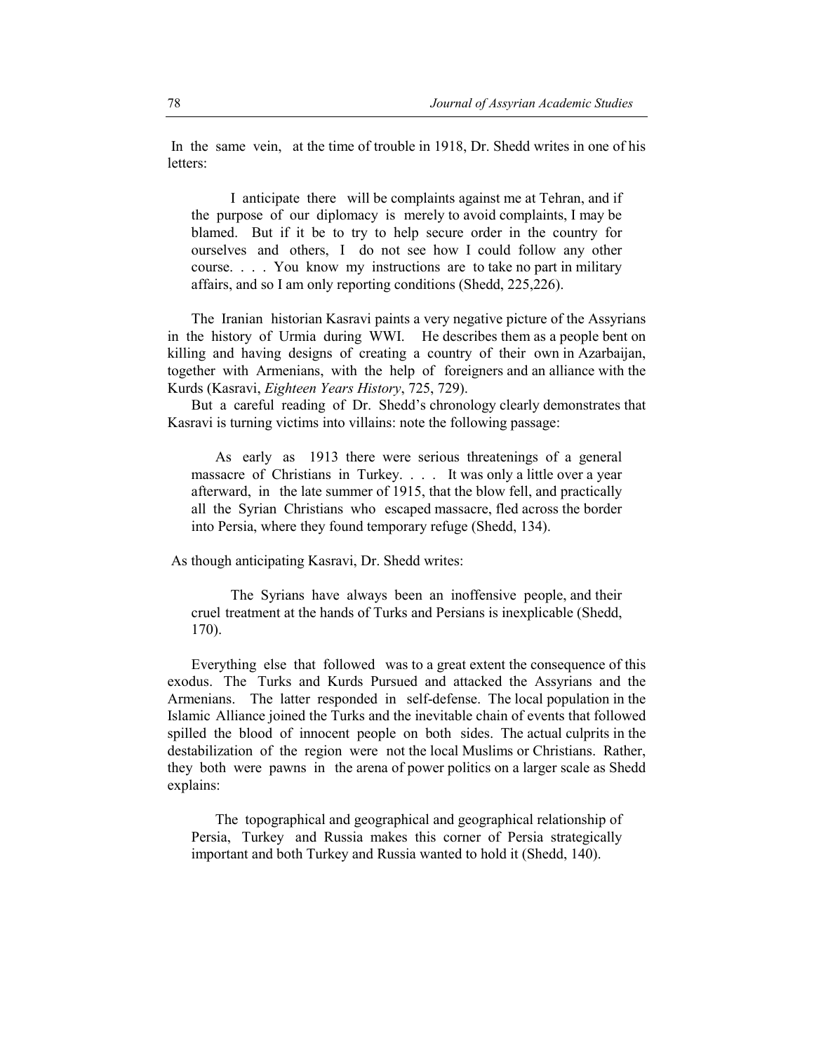In the same vein, at the time of trouble in 1918, Dr. Shedd writes in one of his letters:

> I anticipate there will be complaints against me at Tehran, and if the purpose of our diplomacy is merely to avoid complaints, I may be blamed. But if it be to try to help secure order in the country for ourselves and others, I do not see how I could follow any other course. . . . You know my instructions are to take no part in military affairs, and so I am only reporting conditions (Shedd, 225,226).

The Iranian historian Kasravi paints a very negative picture of the Assyrians in the history of Urmia during WWI. He describes them as a people bent on killing and having designs of creating a country of their own in Azarbaijan, together with Armenians, with the help of foreigners and an alliance with the Kurds (Kasravi, *Eighteen Years History*, 725, 729).

But a careful reading of Dr. Shedd's chronology clearly demonstrates that Kasravi is turning victims into villains: note the following passage:

> As early as 1913 there were serious threatenings of a general massacre of Christians in Turkey. . . . It was only a little over a year afterward, in the late summer of 1915, that the blow fell, and practically all the Syrian Christians who escaped massacre, fled across the border into Persia, where they found temporary refuge (Shedd, 134).

As though anticipating Kasravi, Dr. Shedd writes:

> The Syrians have always been an inoffensive people, and their cruel treatment at the hands of Turks and Persians is inexplicable (Shedd, 170).

Everything else that followed was to a great extent the consequence of this exodus. The Turks and Kurds Pursued and attacked the Assyrians and the Armenians. The latter responded in self-defense. The local population in the Islamic Alliance joined the Turks and the inevitable chain of events that followed spilled the blood of innocent people on both sides. The actual culprits in the destabilization of the region were not the local Muslims or Christians. Rather, they both were pawns in the arena of power politics on a larger scale as Shedd explains:

> The topographical and geographical and geographical relationship of Persia, Turkey and Russia makes this corner of Persia strategically important and both Turkey and Russia wanted to hold it (Shedd, 140).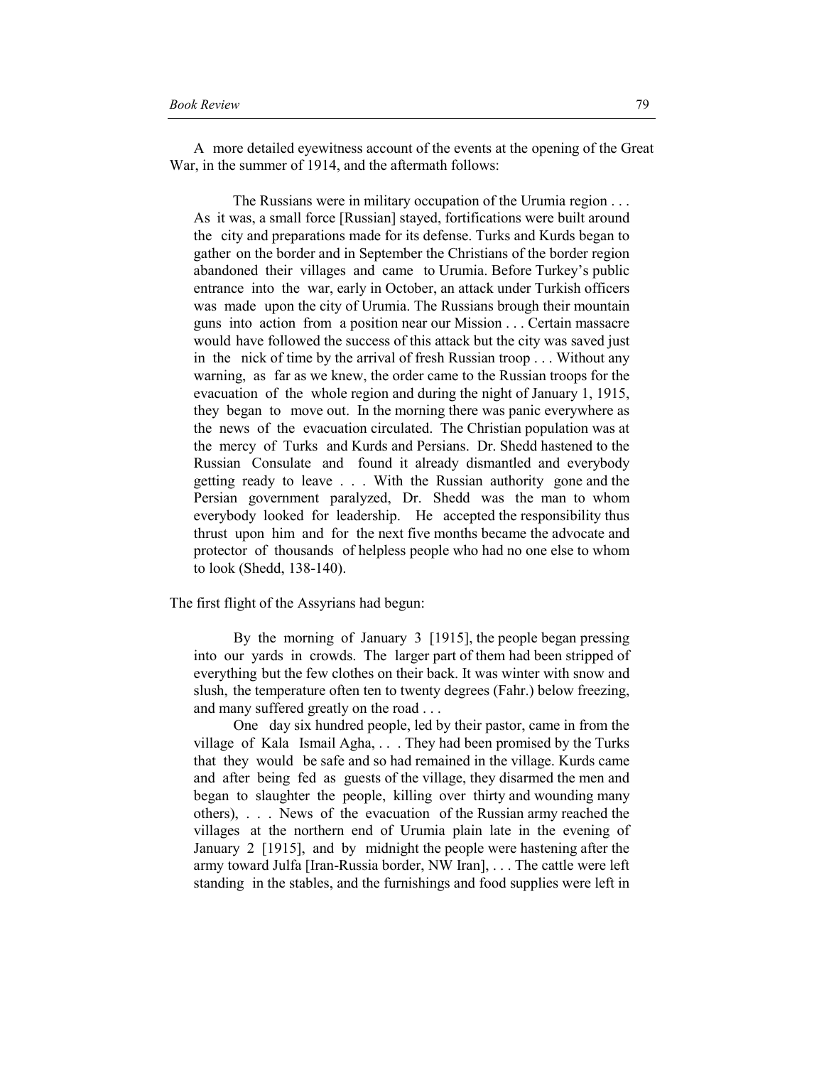A more detailed eyewitness account of the events at the opening of the Great War, in the summer of 1914, and the aftermath follows:

> The Russians were in military occupation of the Urumia region . . . As it was, a small force [Russian] stayed, fortifications were built around the city and preparations made for its defense. Turks and Kurds began to gather on the border and in September the Christians of the border region abandoned their villages and came to Urumia. Before Turkey's public entrance into the war, early in October, an attack under Turkish officers was made upon the city of Urumia. The Russians brough their mountain guns into action from a position near our Mission . . . Certain massacre would have followed the success of this attack but the city was saved just in the nick of time by the arrival of fresh Russian troop . . . Without any warning, as far as we knew, the order came to the Russian troops for the evacuation of the whole region and during the night of January 1, 1915, they began to move out. In the morning there was panic everywhere as the news of the evacuation circulated. The Christian population was at the mercy of Turks and Kurds and Persians. Dr. Shedd hastened to the Russian Consulate and found it already dismantled and everybody getting ready to leave . . . With the Russian authority gone and the Persian government paralyzed, Dr. Shedd was the man to whom everybody looked for leadership. He accepted the responsibility thus thrust upon him and for the next five months became the advocate and protector of thousands of helpless people who had no one else to whom to look (Shedd, 138-140).

The first flight of the Assyrians had begun:

> By the morning of January 3 [1915], the people began pressing into our yards in crowds. The larger part of them had been stripped of everything but the few clothes on their back. It was winter with snow and slush, the temperature often ten to twenty degrees (Fahr.) below freezing, and many suffered greatly on the road . . .
>
> One day six hundred people, led by their pastor, came in from the village of Kala Ismail Agha, . . . They had been promised by the Turks that they would be safe and so had remained in the village. Kurds came and after being fed as guests of the village, they disarmed the men and began to slaughter the people, killing over thirty and wounding many others), . . . News of the evacuation of the Russian army reached the villages at the northern end of Urumia plain late in the evening of January 2 [1915], and by midnight the people were hastening after the army toward Julfa [Iran-Russia border, NW Iran], . . . The cattle were left standing in the stables, and the furnishings and food supplies were left in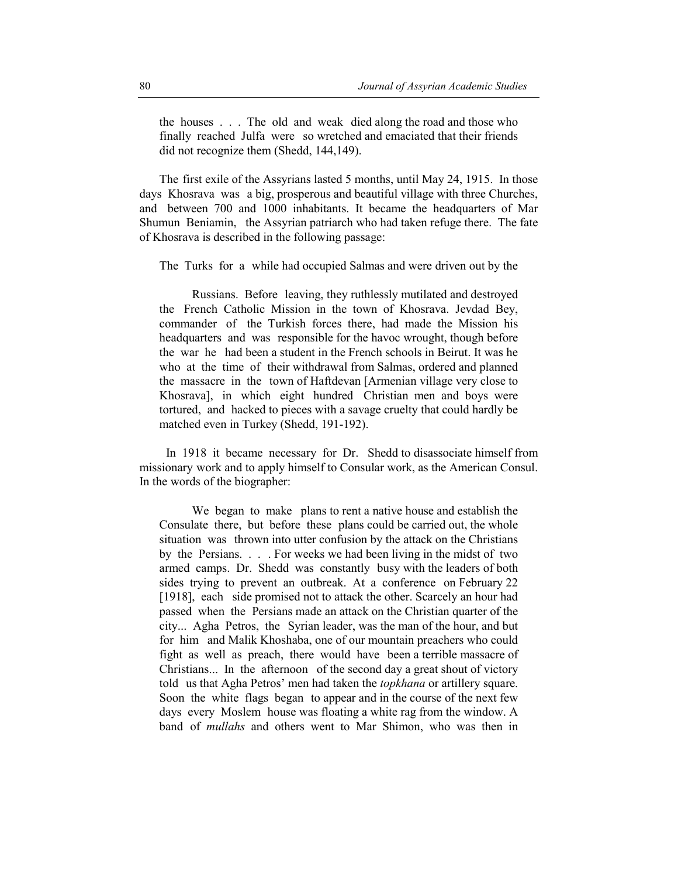> the houses . . . The old and weak died along the road and those who finally reached Julfa were so wretched and emaciated that their friends did not recognize them (Shedd, 144,149).

The first exile of the Assyrians lasted 5 months, until May 24, 1915. In those days Khosrava was a big, prosperous and beautiful village with three Churches, and between 700 and 1000 inhabitants. It became the headquarters of Mar Shumun Beniamin, the Assyrian patriarch who had taken refuge there. The fate of Khosrava is described in the following passage:

> The Turks for a while had occupied Salmas and were driven out by the Russians. Before leaving, they ruthlessly mutilated and destroyed the French Catholic Mission in the town of Khosrava. Jevdad Bey, commander of the Turkish forces there, had made the Mission his headquarters and was responsible for the havoc wrought, though before the war he had been a student in the French schools in Beirut. It was he who at the time of their withdrawal from Salmas, ordered and planned the massacre in the town of Haftdevan [Armenian village very close to Khosrava], in which eight hundred Christian men and boys were tortured, and hacked to pieces with a savage cruelty that could hardly be matched even in Turkey (Shedd, 191-192).

In 1918 it became necessary for Dr. Shedd to disassociate himself from missionary work and to apply himself to Consular work, as the American Consul. In the words of the biographer:

> We began to make plans to rent a native house and establish the Consulate there, but before these plans could be carried out, the whole situation was thrown into utter confusion by the attack on the Christians by the Persians. . . . For weeks we had been living in the midst of two armed camps. Dr. Shedd was constantly busy with the leaders of both sides trying to prevent an outbreak. At a conference on February 22 [1918], each side promised not to attack the other. Scarcely an hour had passed when the Persians made an attack on the Christian quarter of the city... Agha Petros, the Syrian leader, was the man of the hour, and but for him and Malik Khoshaba, one of our mountain preachers who could fight as well as preach, there would have been a terrible massacre of Christians... In the afternoon of the second day a great shout of victory told us that Agha Petros' men had taken the *topkhana* or artillery square. Soon the white flags began to appear and in the course of the next few days every Moslem house was floating a white rag from the window. A band of *mullahs* and others went to Mar Shimon, who was then in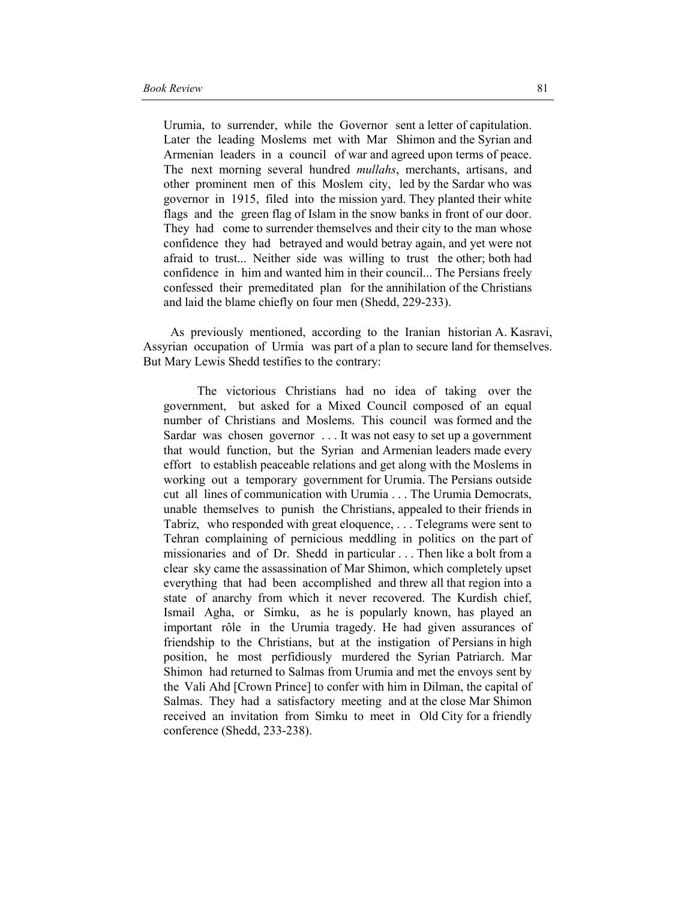> Urumia, to surrender, while the Governor sent a letter of capitulation. Later the leading Moslems met with Mar Shimon and the Syrian and Armenian leaders in a council of war and agreed upon terms of peace. The next morning several hundred *mullahs*, merchants, artisans, and other prominent men of this Moslem city, led by the Sardar who was governor in 1915, filed into the mission yard. They planted their white flags and the green flag of Islam in the snow banks in front of our door. They had come to surrender themselves and their city to the man whose confidence they had betrayed and would betray again, and yet were not afraid to trust... Neither side was willing to trust the other; both had confidence in him and wanted him in their council... The Persians freely confessed their premeditated plan for the annihilation of the Christians and laid the blame chiefly on four men (Shedd, 229-233).

As previously mentioned, according to the Iranian historian A. Kasravi, Assyrian occupation of Urmia was part of a plan to secure land for themselves. But Mary Lewis Shedd testifies to the contrary:

> The victorious Christians had no idea of taking over the government, but asked for a Mixed Council composed of an equal number of Christians and Moslems. This council was formed and the Sardar was chosen governor . . . It was not easy to set up a government that would function, but the Syrian and Armenian leaders made every effort to establish peaceable relations and get along with the Moslems in working out a temporary government for Urumia. The Persians outside cut all lines of communication with Urumia . . . The Urumia Democrats, unable themselves to punish the Christians, appealed to their friends in Tabriz, who responded with great eloquence, . . . Telegrams were sent to Tehran complaining of pernicious meddling in politics on the part of missionaries and of Dr. Shedd in particular . . . Then like a bolt from a clear sky came the assassination of Mar Shimon, which completely upset everything that had been accomplished and threw all that region into a state of anarchy from which it never recovered. The Kurdish chief, Ismail Agha, or Simku, as he is popularly known, has played an important rôle in the Urumia tragedy. He had given assurances of friendship to the Christians, but at the instigation of Persians in high position, he most perfidiously murdered the Syrian Patriarch. Mar Shimon had returned to Salmas from Urumia and met the envoys sent by the Vali Ahd [Crown Prince] to confer with him in Dilman, the capital of Salmas. They had a satisfactory meeting and at the close Mar Shimon received an invitation from Simku to meet in Old City for a friendly conference (Shedd, 233-238).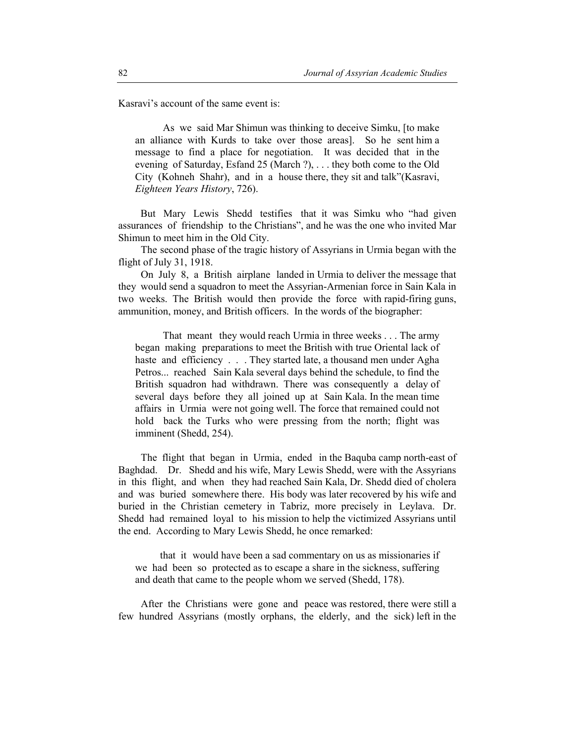Kasravi's account of the same event is:

> As we said Mar Shimun was thinking to deceive Simku, [to make an alliance with Kurds to take over those areas]. So he sent him a message to find a place for negotiation. It was decided that in the evening of Saturday, Esfand 25 (March ?), . . . they both come to the Old City (Kohneh Shahr), and in a house there, they sit and talk"(Kasravi, *Eighteen Years History*, 726).

But Mary Lewis Shedd testifies that it was Simku who "had given assurances of friendship to the Christians", and he was the one who invited Mar Shimun to meet him in the Old City.

The second phase of the tragic history of Assyrians in Urmia began with the flight of July 31, 1918.

On July 8, a British airplane landed in Urmia to deliver the message that they would send a squadron to meet the Assyrian-Armenian force in Sain Kala in two weeks. The British would then provide the force with rapid-firing guns, ammunition, money, and British officers. In the words of the biographer:

> That meant they would reach Urmia in three weeks . . . The army began making preparations to meet the British with true Oriental lack of haste and efficiency . . . They started late, a thousand men under Agha Petros... reached Sain Kala several days behind the schedule, to find the British squadron had withdrawn. There was consequently a delay of several days before they all joined up at Sain Kala. In the mean time affairs in Urmia were not going well. The force that remained could not hold back the Turks who were pressing from the north; flight was imminent (Shedd, 254).

The flight that began in Urmia, ended in the Baquba camp north-east of Baghdad. Dr. Shedd and his wife, Mary Lewis Shedd, were with the Assyrians in this flight, and when they had reached Sain Kala, Dr. Shedd died of cholera and was buried somewhere there. His body was later recovered by his wife and buried in the Christian cemetery in Tabriz, more precisely in Leylava. Dr. Shedd had remained loyal to his mission to help the victimized Assyrians until the end. According to Mary Lewis Shedd, he once remarked:

> that it would have been a sad commentary on us as missionaries if we had been so protected as to escape a share in the sickness, suffering and death that came to the people whom we served (Shedd, 178).

After the Christians were gone and peace was restored, there were still a few hundred Assyrians (mostly orphans, the elderly, and the sick) left in the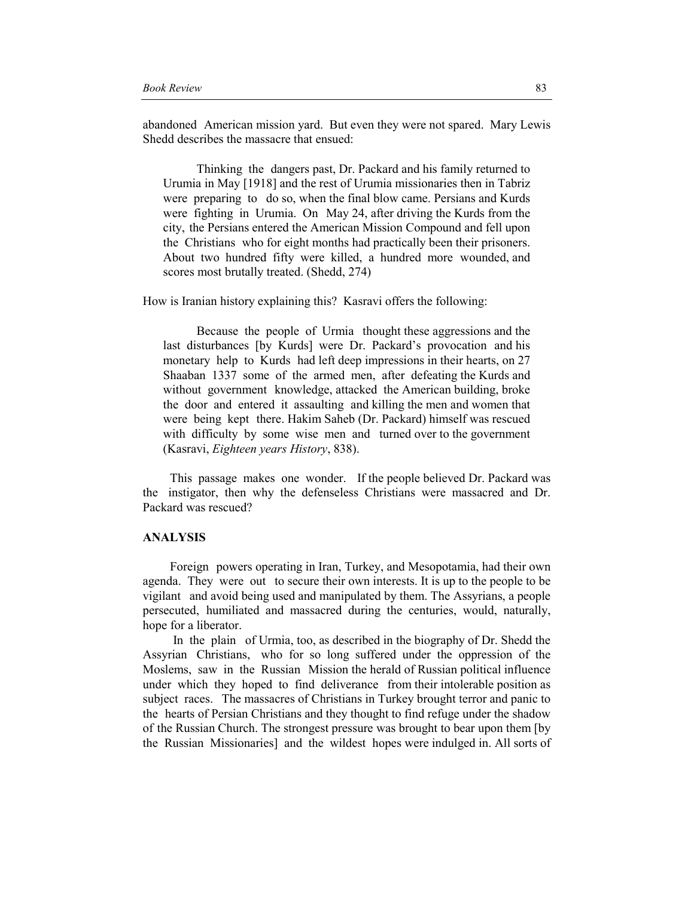abandoned American mission yard. But even they were not spared. Mary Lewis Shedd describes the massacre that ensued:

> Thinking the dangers past, Dr. Packard and his family returned to Urumia in May [1918] and the rest of Urumia missionaries then in Tabriz were preparing to do so, when the final blow came. Persians and Kurds were fighting in Urumia. On May 24, after driving the Kurds from the city, the Persians entered the American Mission Compound and fell upon the Christians who for eight months had practically been their prisoners. About two hundred fifty were killed, a hundred more wounded, and scores most brutally treated. (Shedd, 274)

How is Iranian history explaining this? Kasravi offers the following:

> Because the people of Urmia thought these aggressions and the last disturbances [by Kurds] were Dr. Packard's provocation and his monetary help to Kurds had left deep impressions in their hearts, on 27 Shaaban 1337 some of the armed men, after defeating the Kurds and without government knowledge, attacked the American building, broke the door and entered it assaulting and killing the men and women that were being kept there. Hakim Saheb (Dr. Packard) himself was rescued with difficulty by some wise men and turned over to the government (Kasravi, *Eighteen years History*, 838).

This passage makes one wonder. If the people believed Dr. Packard was the instigator, then why the defenseless Christians were massacred and Dr. Packard was rescued?

## ANALYSIS

Foreign powers operating in Iran, Turkey, and Mesopotamia, had their own agenda. They were out to secure their own interests. It is up to the people to be vigilant and avoid being used and manipulated by them. The Assyrians, a people persecuted, humiliated and massacred during the centuries, would, naturally, hope for a liberator.

In the plain of Urmia, too, as described in the biography of Dr. Shedd the Assyrian Christians, who for so long suffered under the oppression of the Moslems, saw in the Russian Mission the herald of Russian political influence under which they hoped to find deliverance from their intolerable position as subject races. The massacres of Christians in Turkey brought terror and panic to the hearts of Persian Christians and they thought to find refuge under the shadow of the Russian Church. The strongest pressure was brought to bear upon them [by the Russian Missionaries] and the wildest hopes were indulged in. All sorts of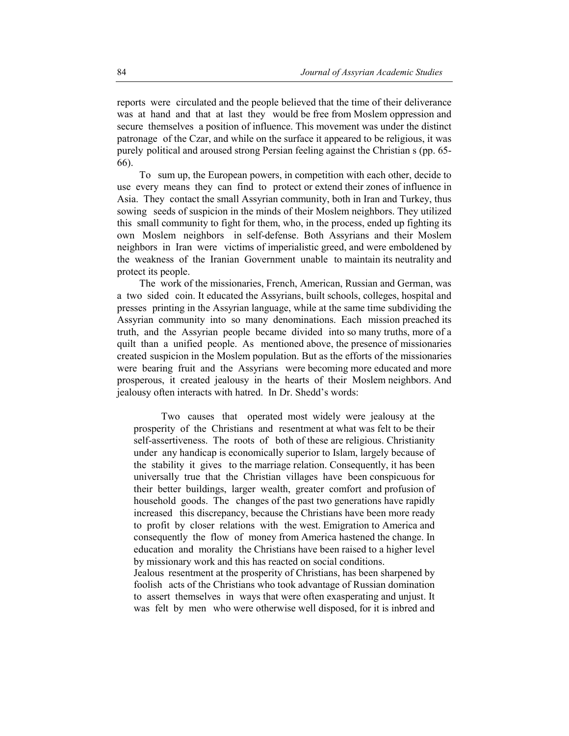reports were circulated and the people believed that the time of their deliverance was at hand and that at last they would be free from Moslem oppression and secure themselves a position of influence. This movement was under the distinct patronage of the Czar, and while on the surface it appeared to be religious, it was purely political and aroused strong Persian feeling against the Christian s (pp. 65-66).

To sum up, the European powers, in competition with each other, decide to use every means they can find to protect or extend their zones of influence in Asia. They contact the small Assyrian community, both in Iran and Turkey, thus sowing seeds of suspicion in the minds of their Moslem neighbors. They utilized this small community to fight for them, who, in the process, ended up fighting its own Moslem neighbors in self-defense. Both Assyrians and their Moslem neighbors in Iran were victims of imperialistic greed, and were emboldened by the weakness of the Iranian Government unable to maintain its neutrality and protect its people.

The work of the missionaries, French, American, Russian and German, was a two sided coin. It educated the Assyrians, built schools, colleges, hospital and presses printing in the Assyrian language, while at the same time subdividing the Assyrian community into so many denominations. Each mission preached its truth, and the Assyrian people became divided into so many truths, more of a quilt than a unified people. As mentioned above, the presence of missionaries created suspicion in the Moslem population. But as the efforts of the missionaries were bearing fruit and the Assyrians were becoming more educated and more prosperous, it created jealousy in the hearts of their Moslem neighbors. And jealousy often interacts with hatred. In Dr. Shedd's words:

> Two causes that operated most widely were jealousy at the prosperity of the Christians and resentment at what was felt to be their self-assertiveness. The roots of both of these are religious. Christianity under any handicap is economically superior to Islam, largely because of the stability it gives to the marriage relation. Consequently, it has been universally true that the Christian villages have been conspicuous for their better buildings, larger wealth, greater comfort and profusion of household goods. The changes of the past two generations have rapidly increased this discrepancy, because the Christians have been more ready to profit by closer relations with the west. Emigration to America and consequently the flow of money from America hastened the change. In education and morality the Christians have been raised to a higher level by missionary work and this has reacted on social conditions.
>
> Jealous resentment at the prosperity of Christians, has been sharpened by foolish acts of the Christians who took advantage of Russian domination to assert themselves in ways that were often exasperating and unjust. It was felt by men who were otherwise well disposed, for it is inbred and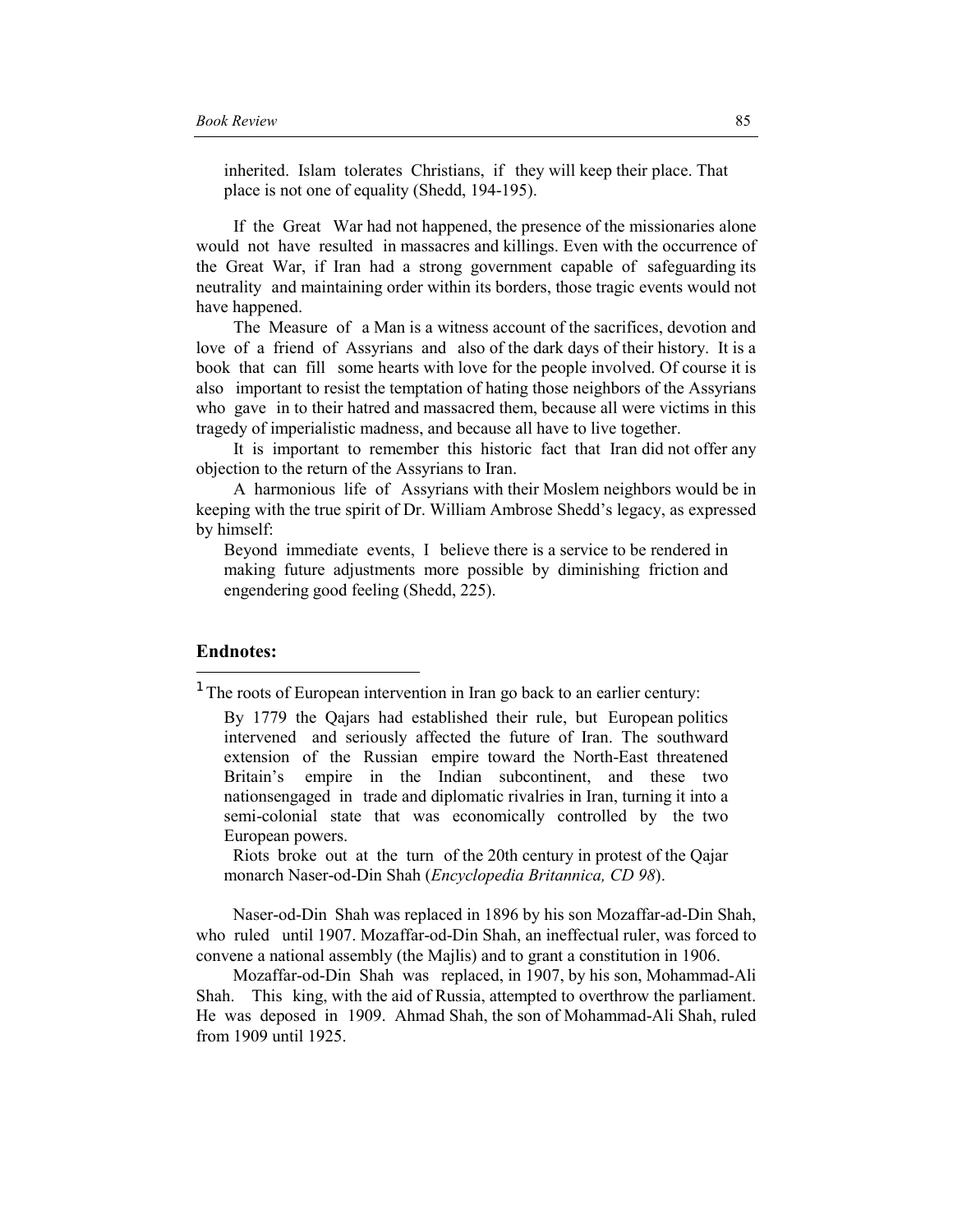> inherited. Islam tolerates Christians, if they will keep their place. That place is not one of equality (Shedd, 194-195).

If the Great War had not happened, the presence of the missionaries alone would not have resulted in massacres and killings. Even with the occurrence of the Great War, if Iran had a strong government capable of safeguarding its neutrality and maintaining order within its borders, those tragic events would not have happened.

The Measure of a Man is a witness account of the sacrifices, devotion and love of a friend of Assyrians and also of the dark days of their history. It is a book that can fill some hearts with love for the people involved. Of course it is also important to resist the temptation of hating those neighbors of the Assyrians who gave in to their hatred and massacred them, because all were victims in this tragedy of imperialistic madness, and because all have to live together.

It is important to remember this historic fact that Iran did not offer any objection to the return of the Assyrians to Iran.

A harmonious life of Assyrians with their Moslem neighbors would be in keeping with the true spirit of Dr. William Ambrose Shedd's legacy, as expressed by himself:

> Beyond immediate events, I believe there is a service to be rendered in making future adjustments more possible by diminishing friction and engendering good feeling (Shedd, 225).

## Endnotes:

[1] The roots of European intervention in Iran go back to an earlier century:

> By 1779 the Qajars had established their rule, but European politics intervened and seriously affected the future of Iran. The southward extension of the Russian empire toward the North-East threatened Britain's empire in the Indian subcontinent, and these two nationsengaged in trade and diplomatic rivalries in Iran, turning it into a semi-colonial state that was economically controlled by the two European powers.
>
> Riots broke out at the turn of the 20th century in protest of the Qajar monarch Naser-od-Din Shah (*Encyclopedia Britannica, CD 98*).

Naser-od-Din Shah was replaced in 1896 by his son Mozaffar-ad-Din Shah, who ruled until 1907. Mozaffar-od-Din Shah, an ineffectual ruler, was forced to convene a national assembly (the Majlis) and to grant a constitution in 1906.

Mozaffar-od-Din Shah was replaced, in 1907, by his son, Mohammad-Ali Shah. This king, with the aid of Russia, attempted to overthrow the parliament. He was deposed in 1909. Ahmad Shah, the son of Mohammad-Ali Shah, ruled from 1909 until 1925.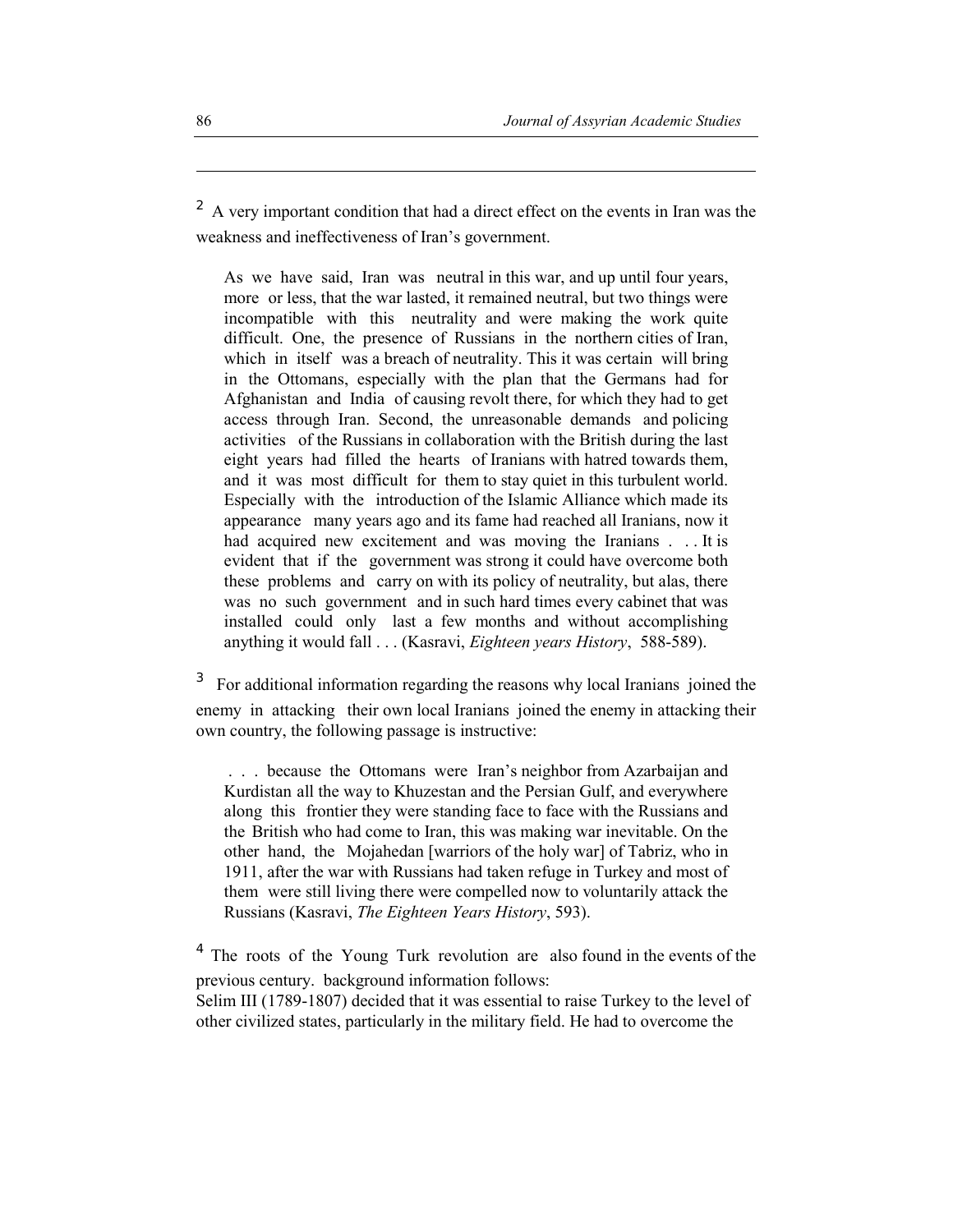[2] A very important condition that had a direct effect on the events in Iran was the weakness and ineffectiveness of Iran's government.

> As we have said, Iran was neutral in this war, and up until four years, more or less, that the war lasted, it remained neutral, but two things were incompatible with this neutrality and were making the work quite difficult. One, the presence of Russians in the northern cities of Iran, which in itself was a breach of neutrality. This it was certain will bring in the Ottomans, especially with the plan that the Germans had for Afghanistan and India of causing revolt there, for which they had to get access through Iran. Second, the unreasonable demands and policing activities of the Russians in collaboration with the British during the last eight years had filled the hearts of Iranians with hatred towards them, and it was most difficult for them to stay quiet in this turbulent world. Especially with the introduction of the Islamic Alliance which made its appearance many years ago and its fame had reached all Iranians, now it had acquired new excitement and was moving the Iranians . . . It is evident that if the government was strong it could have overcome both these problems and carry on with its policy of neutrality, but alas, there was no such government and in such hard times every cabinet that was installed could only last a few months and without accomplishing anything it would fall . . . (Kasravi, *Eighteen years History*, 588-589).

[3] For additional information regarding the reasons why local Iranians joined the enemy in attacking their own local Iranians joined the enemy in attacking their own country, the following passage is instructive:

> . . . because the Ottomans were Iran's neighbor from Azarbaijan and Kurdistan all the way to Khuzestan and the Persian Gulf, and everywhere along this frontier they were standing face to face with the Russians and the British who had come to Iran, this was making war inevitable. On the other hand, the Mojahedan [warriors of the holy war] of Tabriz, who in 1911, after the war with Russians had taken refuge in Turkey and most of them were still living there were compelled now to voluntarily attack the Russians (Kasravi, *The Eighteen Years History*, 593).

[4] The roots of the Young Turk revolution are also found in the events of the previous century. background information follows:
Selim III (1789-1807) decided that it was essential to raise Turkey to the level of other civilized states, particularly in the military field. He had to overcome the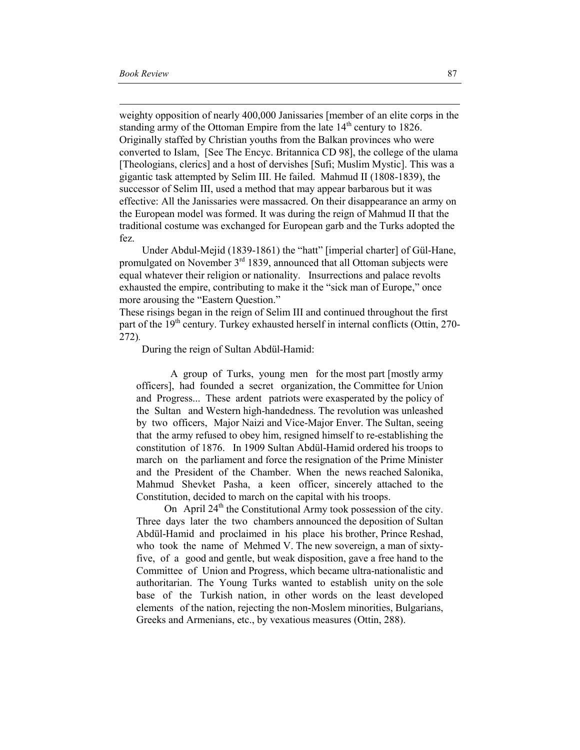weighty opposition of nearly 400,000 Janissaries [member of an elite corps in the standing army of the Ottoman Empire from the late 14th century to 1826. Originally staffed by Christian youths from the Balkan provinces who were converted to Islam, [See The Encyc. Britannica CD 98], the college of the ulama [Theologians, clerics] and a host of dervishes [Sufi; Muslim Mystic]. This was a gigantic task attempted by Selim III. He failed. Mahmud II (1808-1839), the successor of Selim III, used a method that may appear barbarous but it was effective: All the Janissaries were massacred. On their disappearance an army on the European model was formed. It was during the reign of Mahmud II that the traditional costume was exchanged for European garb and the Turks adopted the fez.

Under Abdul-Mejid (1839-1861) the "hatt" [imperial charter] of Gül-Hane, promulgated on November 3rd 1839, announced that all Ottoman subjects were equal whatever their religion or nationality. Insurrections and palace revolts exhausted the empire, contributing to make it the "sick man of Europe," once more arousing the "Eastern Question."

These risings began in the reign of Selim III and continued throughout the first part of the 19th century. Turkey exhausted herself in internal conflicts (Ottin, 270-272).

During the reign of Sultan Abdül-Hamid:

> A group of Turks, young men for the most part [mostly army officers], had founded a secret organization, the Committee for Union and Progress... These ardent patriots were exasperated by the policy of the Sultan and Western high-handedness. The revolution was unleashed by two officers, Major Naizi and Vice-Major Enver. The Sultan, seeing that the army refused to obey him, resigned himself to re-establishing the constitution of 1876. In 1909 Sultan Abdül-Hamid ordered his troops to march on the parliament and force the resignation of the Prime Minister and the President of the Chamber. When the news reached Salonika, Mahmud Shevket Pasha, a keen officer, sincerely attached to the Constitution, decided to march on the capital with his troops.
>
> On April 24th the Constitutional Army took possession of the city. Three days later the two chambers announced the deposition of Sultan Abdül-Hamid and proclaimed in his place his brother, Prince Reshad, who took the name of Mehmed V. The new sovereign, a man of sixty-five, of a good and gentle, but weak disposition, gave a free hand to the Committee of Union and Progress, which became ultra-nationalistic and authoritarian. The Young Turks wanted to establish unity on the sole base of the Turkish nation, in other words on the least developed elements of the nation, rejecting the non-Moslem minorities, Bulgarians, Greeks and Armenians, etc., by vexatious measures (Ottin, 288).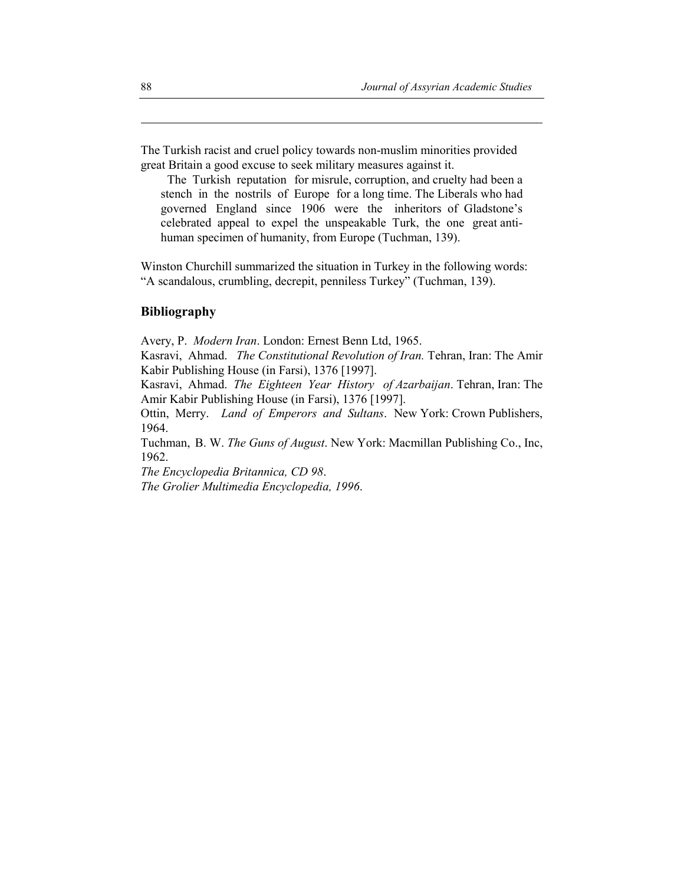The Turkish racist and cruel policy towards non-muslim minorities provided great Britain a good excuse to seek military measures against it.

> The Turkish reputation for misrule, corruption, and cruelty had been a stench in the nostrils of Europe for a long time. The Liberals who had governed England since 1906 were the inheritors of Gladstone's celebrated appeal to expel the unspeakable Turk, the one great anti-human specimen of humanity, from Europe (Tuchman, 139).

Winston Churchill summarized the situation in Turkey in the following words: "A scandalous, crumbling, decrepit, penniless Turkey" (Tuchman, 139).

## Bibliography

Avery, P. *Modern Iran*. London: Ernest Benn Ltd, 1965.

Kasravi, Ahmad. *The Constitutional Revolution of Iran.* Tehran, Iran: The Amir Kabir Publishing House (in Farsi), 1376 [1997].

Kasravi, Ahmad. *The Eighteen Year History of Azarbaijan*. Tehran, Iran: The Amir Kabir Publishing House (in Farsi), 1376 [1997].

Ottin, Merry. *Land of Emperors and Sultans*. New York: Crown Publishers, 1964.

Tuchman, B. W. *The Guns of August*. New York: Macmillan Publishing Co., Inc, 1962.

*The Encyclopedia Britannica, CD 98*.

*The Grolier Multimedia Encyclopedia, 1996*.